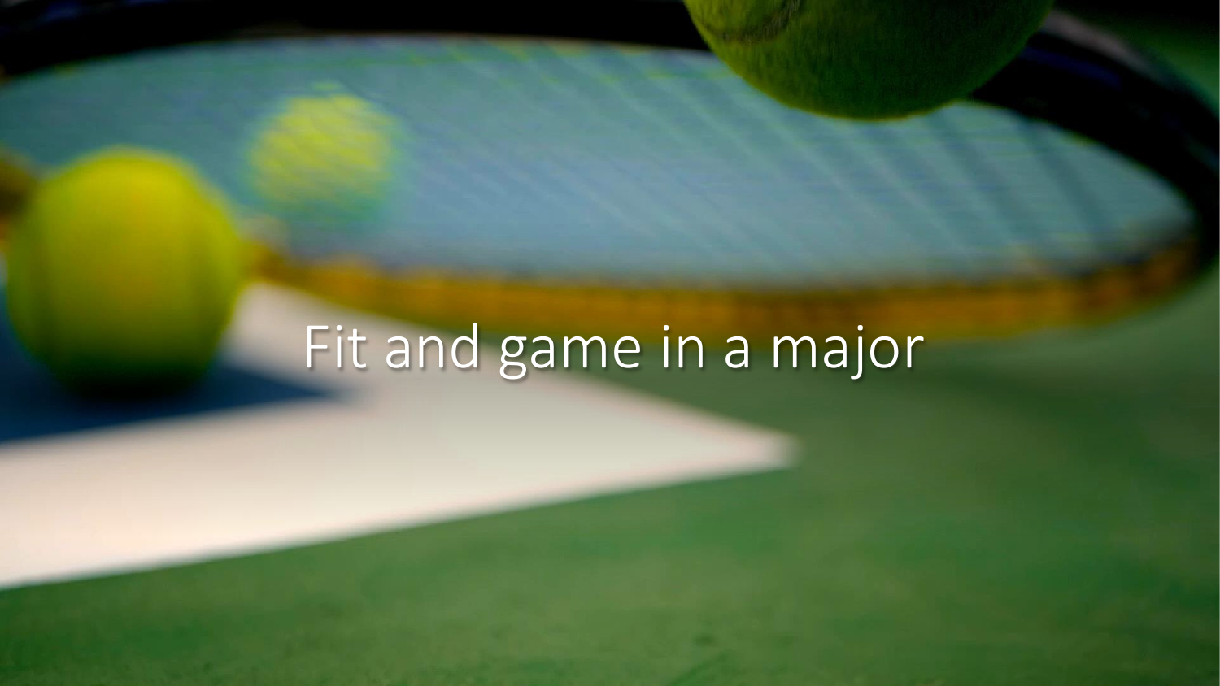# Fit and game in a major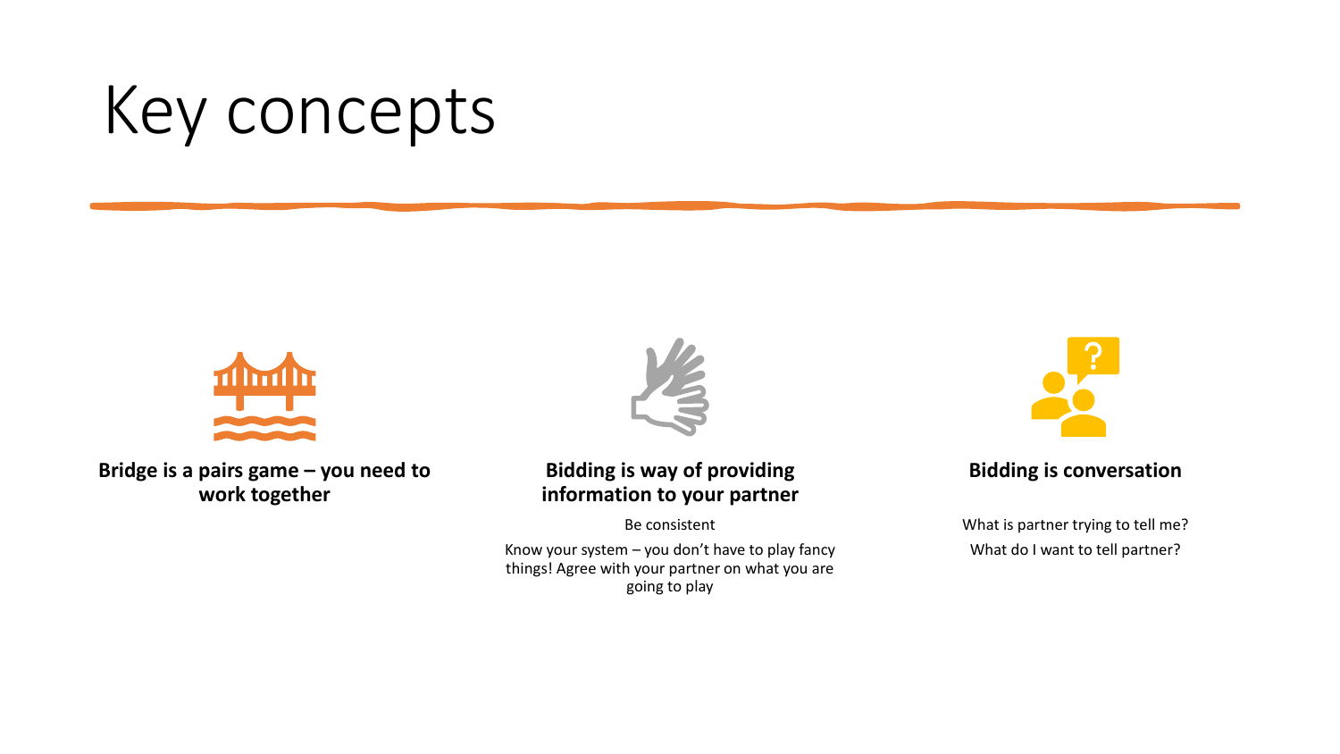# Key concepts

**Bridge is a pairs game – you need to work together**

**Bidding is way of providing information to your partner**

Be consistent

Know your system – you don't have to play fancy things! Agree with your partner on what you are going to play

**Bidding is conversation**

What is partner trying to tell me?

What do I want to tell partner?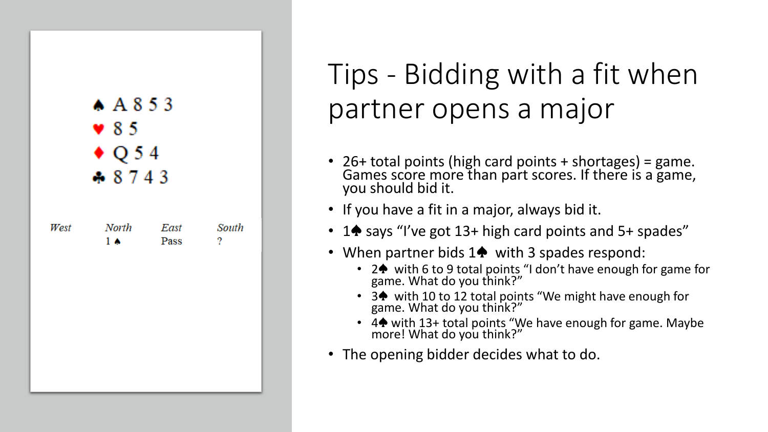♠ A 8 5 3
♥ 8 5
♦ Q 5 4
♣ 8 7 4 3

| West | North | East | South |
|---|---|---|---|
| | 1 ♠ | Pass | ? |

# Tips - Bidding with a fit when partner opens a major

- 26+ total points (high card points + shortages) = game. Games score more than part scores. If there is a game, you should bid it.
- If you have a fit in a major, always bid it.
- 1♠ says "I've got 13+ high card points and 5+ spades"
- When partner bids 1♠ with 3 spades respond:
  - 2♠ with 6 to 9 total points "I don't have enough for game for game. What do you think?"
  - 3♠ with 10 to 12 total points "We might have enough for game. What do you think?"
  - 4♠ with 13+ total points "We have enough for game. Maybe more! What do you think?"
- The opening bidder decides what to do.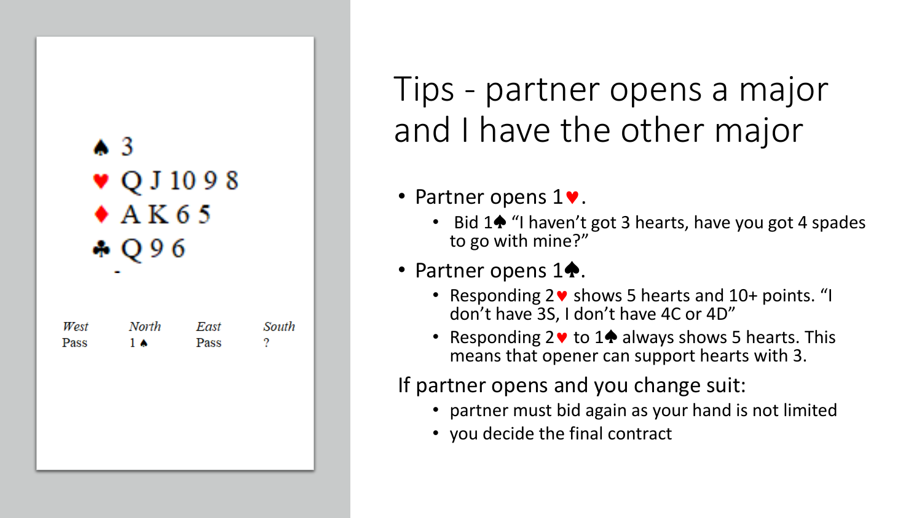♠ 3
♥ Q J 10 9 8
♦ A K 6 5
♣ Q 9 6

| West | North | East | South |
| --- | --- | --- | --- |
| Pass | 1 ♠ | Pass | ? |

# Tips - partner opens a major and I have the other major

- Partner opens 1♥.
  - Bid 1♠ "I haven't got 3 hearts, have you got 4 spades to go with mine?"
- Partner opens 1♠.
  - Responding 2♥ shows 5 hearts and 10+ points. "I don't have 3S, I don't have 4C or 4D"
  - Responding 2♥ to 1♠ always shows 5 hearts. This means that opener can support hearts with 3.

If partner opens and you change suit:

- partner must bid again as your hand is not limited
- you decide the final contract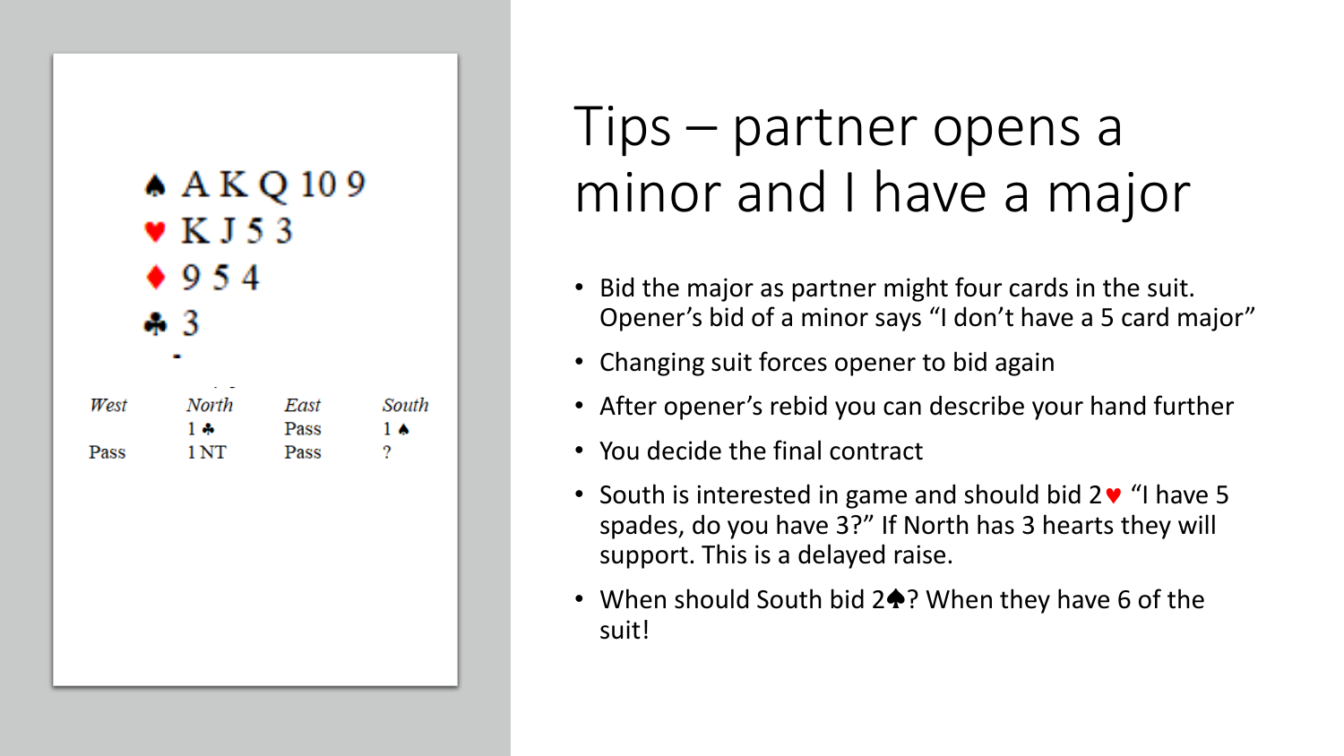♠ A K Q 10 9
♥ K J 5 3
♦ 9 5 4
♣ 3

| West | North | East | South |
| --- | --- | --- | --- |
| | 1 ♣ | Pass | 1 ♠ |
| Pass | 1 NT | Pass | ? |

# Tips – partner opens a minor and I have a major

- Bid the major as partner might four cards in the suit. Opener's bid of a minor says "I don't have a 5 card major"
- Changing suit forces opener to bid again
- After opener's rebid you can describe your hand further
- You decide the final contract
- South is interested in game and should bid 2♥ "I have 5 spades, do you have 3?" If North has 3 hearts they will support. This is a delayed raise.
- When should South bid 2♠? When they have 6 of the suit!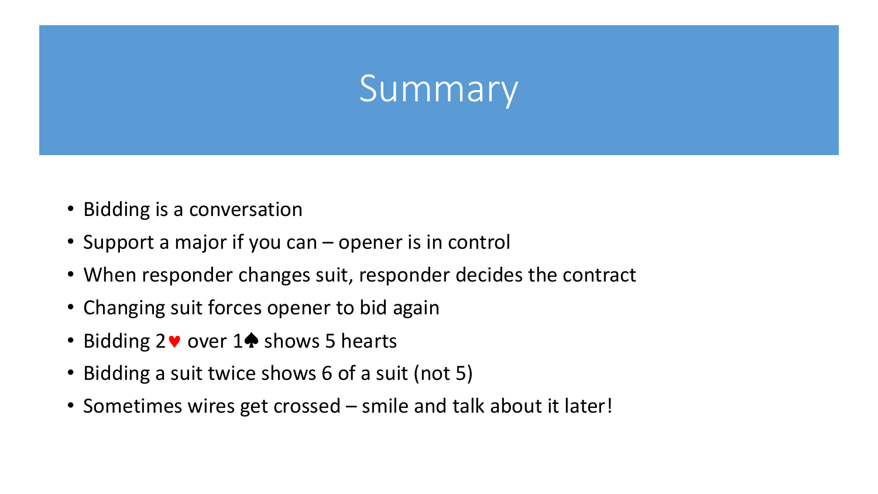# Summary

- Bidding is a conversation
- Support a major if you can – opener is in control
- When responder changes suit, responder decides the contract
- Changing suit forces opener to bid again
- Bidding 2♥ over 1♠ shows 5 hearts
- Bidding a suit twice shows 6 of a suit (not 5)
- Sometimes wires get crossed – smile and talk about it later!